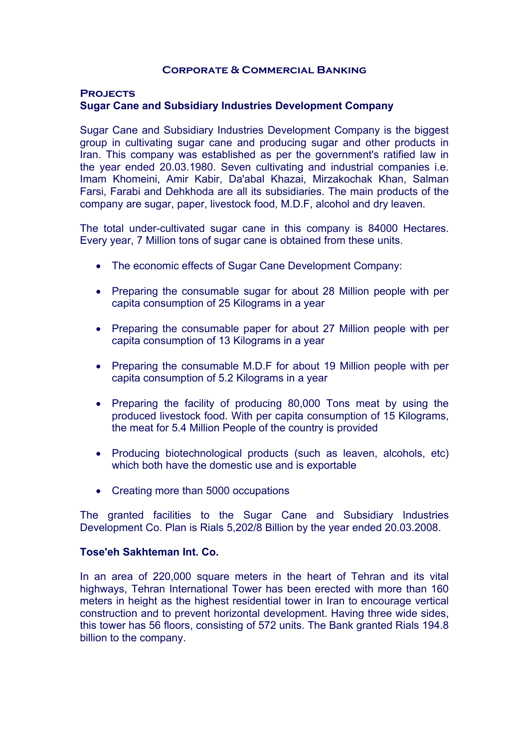# Corporate & Commercial Banking

## Projects

### Sugar Cane and Subsidiary Industries Development Company

Sugar Cane and Subsidiary Industries Development Company is the biggest group in cultivating sugar cane and producing sugar and other products in Iran. This company was established as per the government's ratified law in the year ended 20.03.1980. Seven cultivating and industrial companies i.e. Imam Khomeini, Amir Kabir, Da'abal Khazai, Mirzakochak Khan, Salman Farsi, Farabi and Dehkhoda are all its subsidiaries. The main products of the company are sugar, paper, livestock food, M.D.F, alcohol and dry leaven.

The total under-cultivated sugar cane in this company is 84000 Hectares. Every year, 7 Million tons of sugar cane is obtained from these units.

- The economic effects of Sugar Cane Development Company:
- Preparing the consumable sugar for about 28 Million people with per capita consumption of 25 Kilograms in a year
- Preparing the consumable paper for about 27 Million people with per capita consumption of 13 Kilograms in a year
- Preparing the consumable M.D.F for about 19 Million people with per capita consumption of 5.2 Kilograms in a year
- Preparing the facility of producing 80,000 Tons meat by using the produced livestock food. With per capita consumption of 15 Kilograms, the meat for 5.4 Million People of the country is provided
- Producing biotechnological products (such as leaven, alcohols, etc) which both have the domestic use and is exportable
- Creating more than 5000 occupations

The granted facilities to the Sugar Cane and Subsidiary Industries Development Co. Plan is Rials 5,202/8 Billion by the year ended 20.03.2008.

### Tose'eh Sakhteman Int. Co.

In an area of 220,000 square meters in the heart of Tehran and its vital highways, Tehran International Tower has been erected with more than 160 meters in height as the highest residential tower in Iran to encourage vertical construction and to prevent horizontal development. Having three wide sides, this tower has 56 floors, consisting of 572 units. The Bank granted Rials 194.8 billion to the company.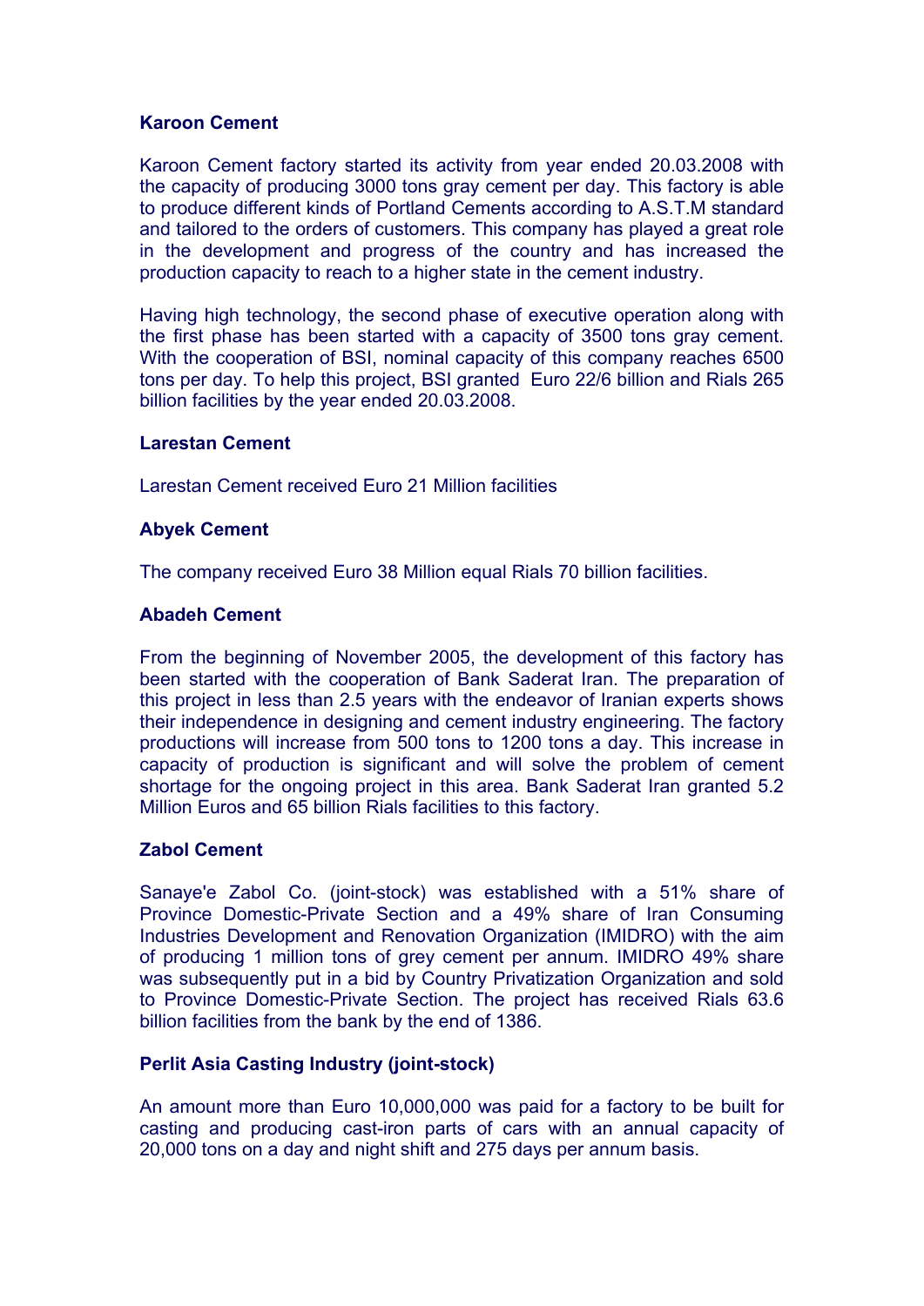**Karoon Cement**

Karoon Cement factory started its activity from year ended 20.03.2008 with the capacity of producing 3000 tons gray cement per day. This factory is able to produce different kinds of Portland Cements according to A.S.T.M standard and tailored to the orders of customers. This company has played a great role in the development and progress of the country and has increased the production capacity to reach to a higher state in the cement industry.

Having high technology, the second phase of executive operation along with the first phase has been started with a capacity of 3500 tons gray cement. With the cooperation of BSI, nominal capacity of this company reaches 6500 tons per day. To help this project, BSI granted Euro 22/6 billion and Rials 265 billion facilities by the year ended 20.03.2008.

**Larestan Cement**

Larestan Cement received Euro 21 Million facilities

**Abyek Cement**

The company received Euro 38 Million equal Rials 70 billion facilities.

**Abadeh Cement**

From the beginning of November 2005, the development of this factory has been started with the cooperation of Bank Saderat Iran. The preparation of this project in less than 2.5 years with the endeavor of Iranian experts shows their independence in designing and cement industry engineering. The factory productions will increase from 500 tons to 1200 tons a day. This increase in capacity of production is significant and will solve the problem of cement shortage for the ongoing project in this area. Bank Saderat Iran granted 5.2 Million Euros and 65 billion Rials facilities to this factory.

**Zabol Cement**

Sanaye'e Zabol Co. (joint-stock) was established with a 51% share of Province Domestic-Private Section and a 49% share of Iran Consuming Industries Development and Renovation Organization (IMIDRO) with the aim of producing 1 million tons of grey cement per annum. IMIDRO 49% share was subsequently put in a bid by Country Privatization Organization and sold to Province Domestic-Private Section. The project has received Rials 63.6 billion facilities from the bank by the end of 1386.

**Perlit Asia Casting Industry (joint-stock)**

An amount more than Euro 10,000,000 was paid for a factory to be built for casting and producing cast-iron parts of cars with an annual capacity of 20,000 tons on a day and night shift and 275 days per annum basis.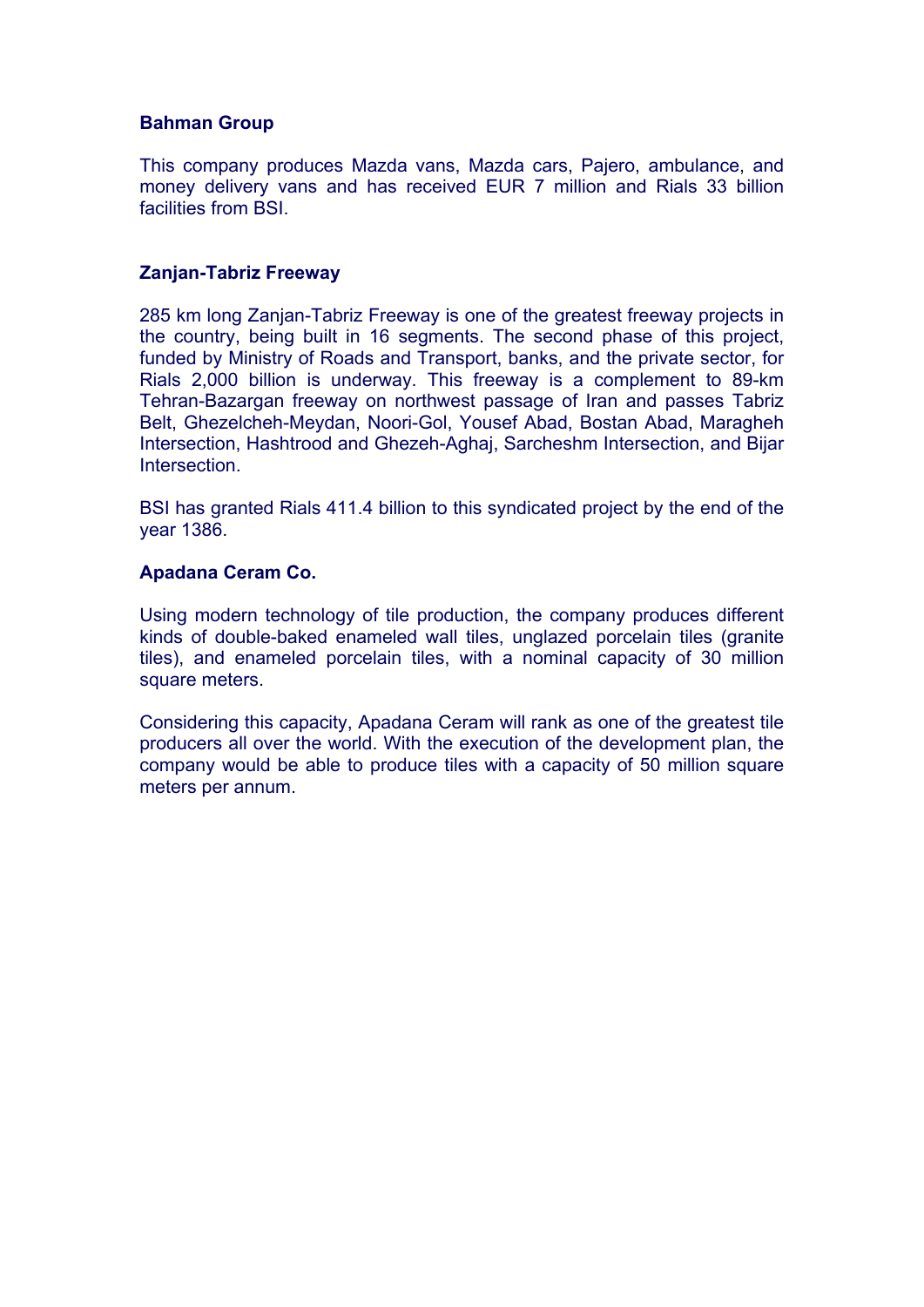**Bahman Group**

This company produces Mazda vans, Mazda cars, Pajero, ambulance, and money delivery vans and has received EUR 7 million and Rials 33 billion facilities from BSI.

**Zanjan-Tabriz Freeway**

285 km long Zanjan-Tabriz Freeway is one of the greatest freeway projects in the country, being built in 16 segments. The second phase of this project, funded by Ministry of Roads and Transport, banks, and the private sector, for Rials 2,000 billion is underway. This freeway is a complement to 89-km Tehran-Bazargan freeway on northwest passage of Iran and passes Tabriz Belt, Ghezelcheh-Meydan, Noori-Gol, Yousef Abad, Bostan Abad, Maragheh Intersection, Hashtrood and Ghezeh-Aghaj, Sarcheshm Intersection, and Bijar Intersection.

BSI has granted Rials 411.4 billion to this syndicated project by the end of the year 1386.

**Apadana Ceram Co.**

Using modern technology of tile production, the company produces different kinds of double-baked enameled wall tiles, unglazed porcelain tiles (granite tiles), and enameled porcelain tiles, with a nominal capacity of 30 million square meters.

Considering this capacity, Apadana Ceram will rank as one of the greatest tile producers all over the world. With the execution of the development plan, the company would be able to produce tiles with a capacity of 50 million square meters per annum.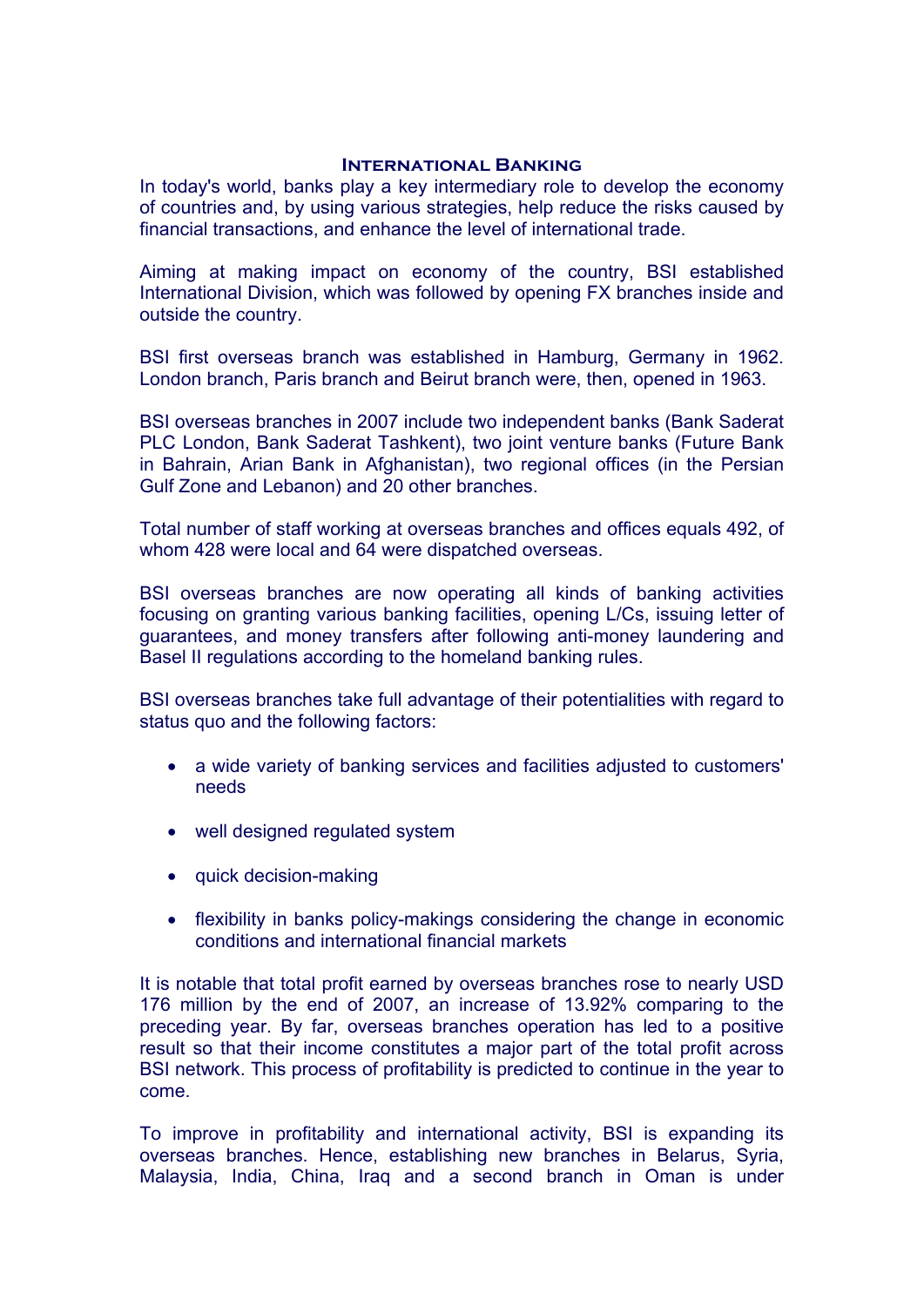## International Banking

In today's world, banks play a key intermediary role to develop the economy of countries and, by using various strategies, help reduce the risks caused by financial transactions, and enhance the level of international trade.

Aiming at making impact on economy of the country, BSI established International Division, which was followed by opening FX branches inside and outside the country.

BSI first overseas branch was established in Hamburg, Germany in 1962. London branch, Paris branch and Beirut branch were, then, opened in 1963.

BSI overseas branches in 2007 include two independent banks (Bank Saderat PLC London, Bank Saderat Tashkent), two joint venture banks (Future Bank in Bahrain, Arian Bank in Afghanistan), two regional offices (in the Persian Gulf Zone and Lebanon) and 20 other branches.

Total number of staff working at overseas branches and offices equals 492, of whom 428 were local and 64 were dispatched overseas.

BSI overseas branches are now operating all kinds of banking activities focusing on granting various banking facilities, opening L/Cs, issuing letter of guarantees, and money transfers after following anti-money laundering and Basel II regulations according to the homeland banking rules.

BSI overseas branches take full advantage of their potentialities with regard to status quo and the following factors:

- a wide variety of banking services and facilities adjusted to customers' needs
- well designed regulated system
- quick decision-making
- flexibility in banks policy-makings considering the change in economic conditions and international financial markets

It is notable that total profit earned by overseas branches rose to nearly USD 176 million by the end of 2007, an increase of 13.92% comparing to the preceding year. By far, overseas branches operation has led to a positive result so that their income constitutes a major part of the total profit across BSI network. This process of profitability is predicted to continue in the year to come.

To improve in profitability and international activity, BSI is expanding its overseas branches. Hence, establishing new branches in Belarus, Syria, Malaysia, India, China, Iraq and a second branch in Oman is under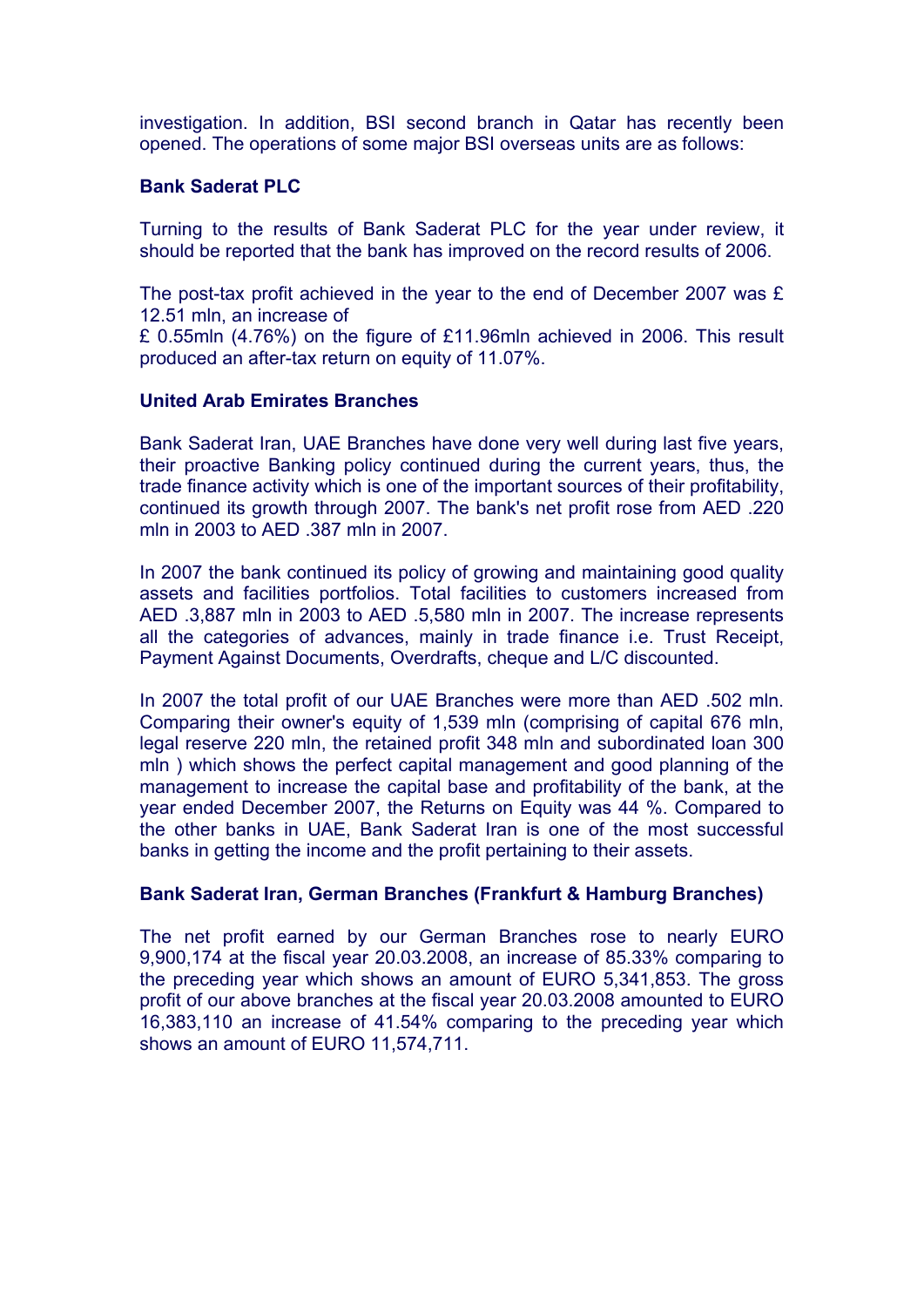investigation. In addition, BSI second branch in Qatar has recently been opened. The operations of some major BSI overseas units are as follows:

**Bank Saderat PLC**

Turning to the results of Bank Saderat PLC for the year under review, it should be reported that the bank has improved on the record results of 2006.

The post-tax profit achieved in the year to the end of December 2007 was £ 12.51 mln, an increase of
£ 0.55mln (4.76%) on the figure of £11.96mln achieved in 2006. This result produced an after-tax return on equity of 11.07%.

**United Arab Emirates Branches**

Bank Saderat Iran, UAE Branches have done very well during last five years, their proactive Banking policy continued during the current years, thus, the trade finance activity which is one of the important sources of their profitability, continued its growth through 2007. The bank's net profit rose from AED .220 mln in 2003 to AED .387 mln in 2007.

In 2007 the bank continued its policy of growing and maintaining good quality assets and facilities portfolios. Total facilities to customers increased from AED .3,887 mln in 2003 to AED .5,580 mln in 2007. The increase represents all the categories of advances, mainly in trade finance i.e. Trust Receipt, Payment Against Documents, Overdrafts, cheque and L/C discounted.

In 2007 the total profit of our UAE Branches were more than AED .502 mln. Comparing their owner's equity of 1,539 mln (comprising of capital 676 mln, legal reserve 220 mln, the retained profit 348 mln and subordinated loan 300 mln ) which shows the perfect capital management and good planning of the management to increase the capital base and profitability of the bank, at the year ended December 2007, the Returns on Equity was 44 %. Compared to the other banks in UAE, Bank Saderat Iran is one of the most successful banks in getting the income and the profit pertaining to their assets.

**Bank Saderat Iran, German Branches (Frankfurt & Hamburg Branches)**

The net profit earned by our German Branches rose to nearly EURO 9,900,174 at the fiscal year 20.03.2008, an increase of 85.33% comparing to the preceding year which shows an amount of EURO 5,341,853. The gross profit of our above branches at the fiscal year 20.03.2008 amounted to EURO 16,383,110 an increase of 41.54% comparing to the preceding year which shows an amount of EURO 11,574,711.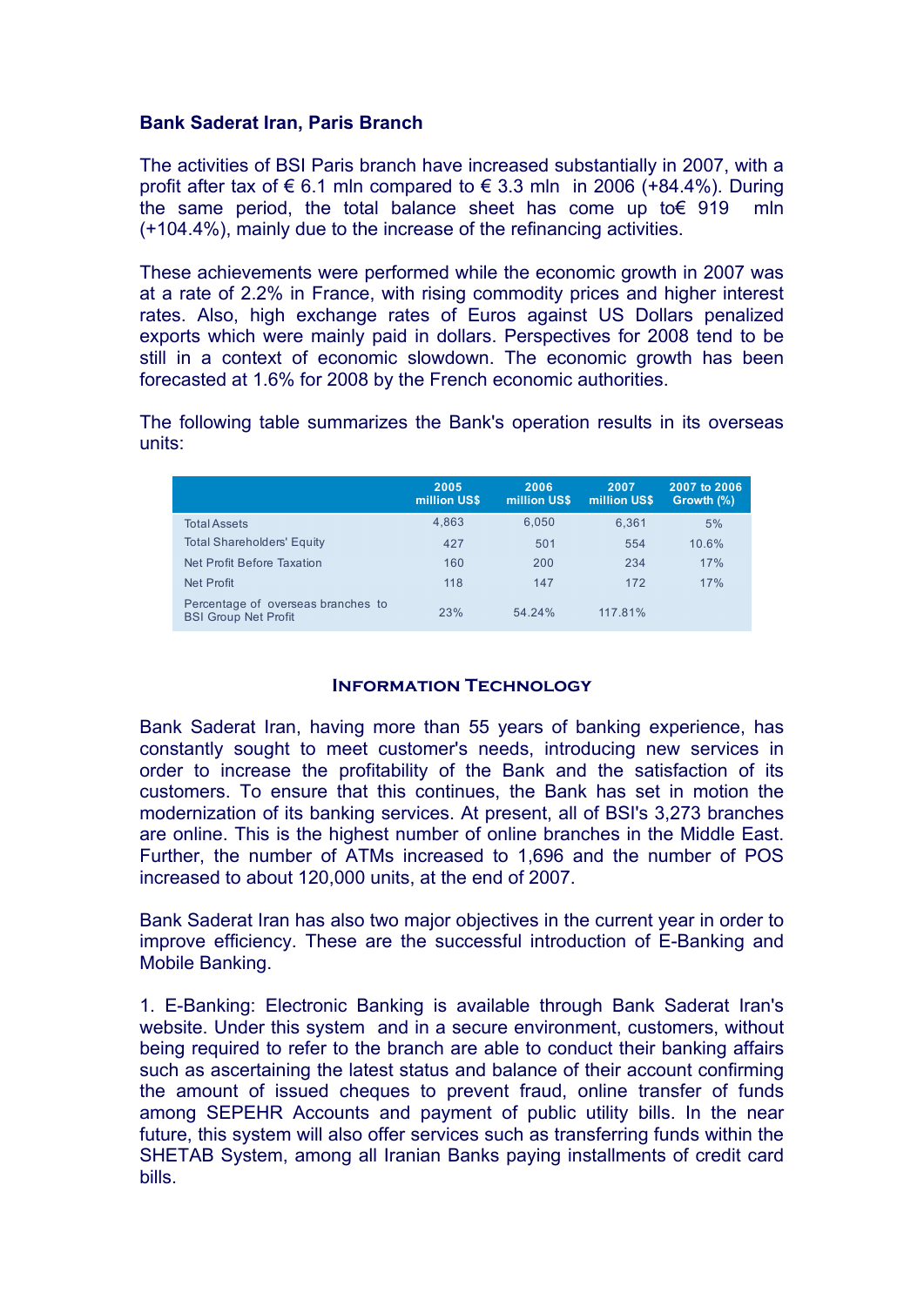**Bank Saderat Iran, Paris Branch**

The activities of BSI Paris branch have increased substantially in 2007, with a profit after tax of € 6.1 mln compared to € 3.3 mln in 2006 (+84.4%). During the same period, the total balance sheet has come up to€ 919 mln (+104.4%), mainly due to the increase of the refinancing activities.

These achievements were performed while the economic growth in 2007 was at a rate of 2.2% in France, with rising commodity prices and higher interest rates. Also, high exchange rates of Euros against US Dollars penalized exports which were mainly paid in dollars. Perspectives for 2008 tend to be still in a context of economic slowdown. The economic growth has been forecasted at 1.6% for 2008 by the French economic authorities.

The following table summarizes the Bank's operation results in its overseas units:

| | 2005 million US$ | 2006 million US$ | 2007 million US$ | 2007 to 2006 Growth (%) |
|---|---|---|---|---|
| Total Assets | 4,863 | 6,050 | 6,361 | 5% |
| Total Shareholders' Equity | 427 | 501 | 554 | 10.6% |
| Net Profit Before Taxation | 160 | 200 | 234 | 17% |
| Net Profit | 118 | 147 | 172 | 17% |
| Percentage of overseas branches to BSI Group Net Profit | 23% | 54.24% | 117.81% | |

## Information Technology

Bank Saderat Iran, having more than 55 years of banking experience, has constantly sought to meet customer's needs, introducing new services in order to increase the profitability of the Bank and the satisfaction of its customers. To ensure that this continues, the Bank has set in motion the modernization of its banking services. At present, all of BSI's 3,273 branches are online. This is the highest number of online branches in the Middle East. Further, the number of ATMs increased to 1,696 and the number of POS increased to about 120,000 units, at the end of 2007.

Bank Saderat Iran has also two major objectives in the current year in order to improve efficiency. These are the successful introduction of E-Banking and Mobile Banking.

1. E-Banking: Electronic Banking is available through Bank Saderat Iran's website. Under this system and in a secure environment, customers, without being required to refer to the branch are able to conduct their banking affairs such as ascertaining the latest status and balance of their account confirming the amount of issued cheques to prevent fraud, online transfer of funds among SEPEHR Accounts and payment of public utility bills. In the near future, this system will also offer services such as transferring funds within the SHETAB System, among all Iranian Banks paying installments of credit card bills.